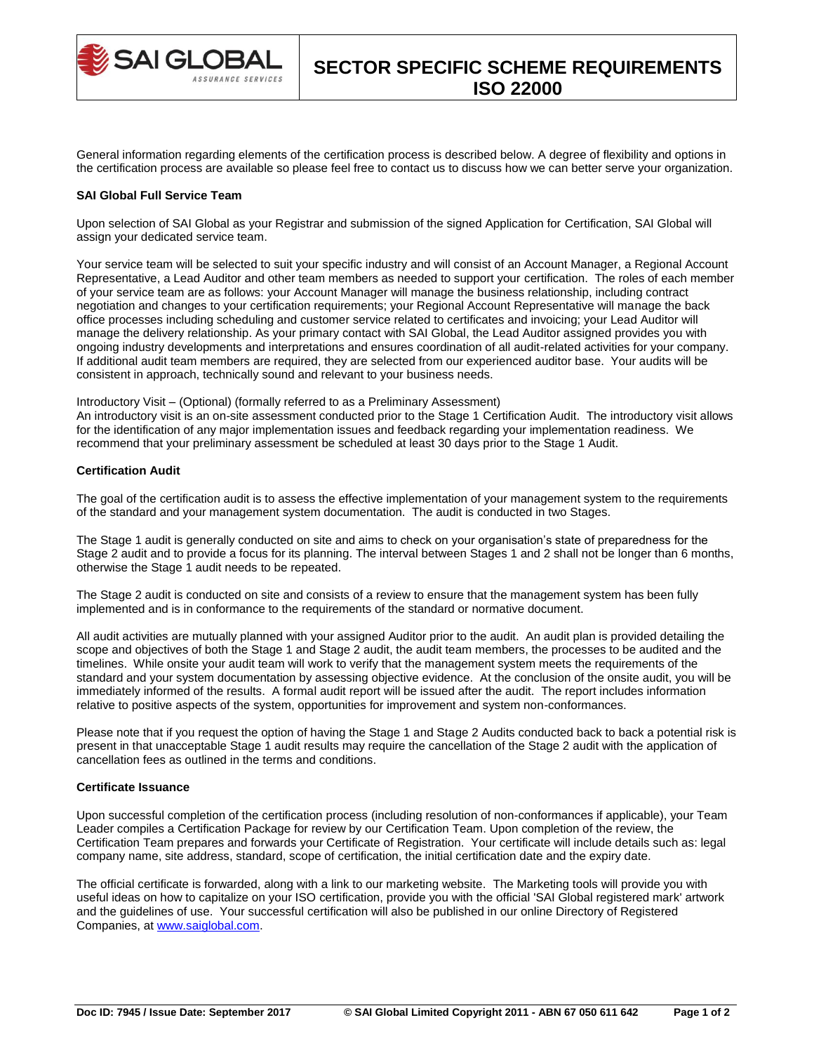# SECTOR SPECIFIC SCHEME REQUIREMENTS ISO 22000

General information regarding elements of the certification process is described below. A degree of flexibility and options in the certification process are available so please feel free to contact us to discuss how we can better serve your organization.

**SAI Global Full Service Team**

Upon selection of SAI Global as your Registrar and submission of the signed Application for Certification, SAI Global will assign your dedicated service team.

Your service team will be selected to suit your specific industry and will consist of an Account Manager, a Regional Account Representative, a Lead Auditor and other team members as needed to support your certification. The roles of each member of your service team are as follows: your Account Manager will manage the business relationship, including contract negotiation and changes to your certification requirements; your Regional Account Representative will manage the back office processes including scheduling and customer service related to certificates and invoicing; your Lead Auditor will manage the delivery relationship. As your primary contact with SAI Global, the Lead Auditor assigned provides you with ongoing industry developments and interpretations and ensures coordination of all audit-related activities for your company. If additional audit team members are required, they are selected from our experienced auditor base. Your audits will be consistent in approach, technically sound and relevant to your business needs.

Introductory Visit – (Optional) (formally referred to as a Preliminary Assessment)
An introductory visit is an on-site assessment conducted prior to the Stage 1 Certification Audit. The introductory visit allows for the identification of any major implementation issues and feedback regarding your implementation readiness. We recommend that your preliminary assessment be scheduled at least 30 days prior to the Stage 1 Audit.

**Certification Audit**

The goal of the certification audit is to assess the effective implementation of your management system to the requirements of the standard and your management system documentation. The audit is conducted in two Stages.

The Stage 1 audit is generally conducted on site and aims to check on your organisation's state of preparedness for the Stage 2 audit and to provide a focus for its planning. The interval between Stages 1 and 2 shall not be longer than 6 months, otherwise the Stage 1 audit needs to be repeated.

The Stage 2 audit is conducted on site and consists of a review to ensure that the management system has been fully implemented and is in conformance to the requirements of the standard or normative document.

All audit activities are mutually planned with your assigned Auditor prior to the audit. An audit plan is provided detailing the scope and objectives of both the Stage 1 and Stage 2 audit, the audit team members, the processes to be audited and the timelines. While onsite your audit team will work to verify that the management system meets the requirements of the standard and your system documentation by assessing objective evidence. At the conclusion of the onsite audit, you will be immediately informed of the results. A formal audit report will be issued after the audit. The report includes information relative to positive aspects of the system, opportunities for improvement and system non-conformances.

Please note that if you request the option of having the Stage 1 and Stage 2 Audits conducted back to back a potential risk is present in that unacceptable Stage 1 audit results may require the cancellation of the Stage 2 audit with the application of cancellation fees as outlined in the terms and conditions.

**Certificate Issuance**

Upon successful completion of the certification process (including resolution of non-conformances if applicable), your Team Leader compiles a Certification Package for review by our Certification Team. Upon completion of the review, the Certification Team prepares and forwards your Certificate of Registration. Your certificate will include details such as: legal company name, site address, standard, scope of certification, the initial certification date and the expiry date.

The official certificate is forwarded, along with a link to our marketing website. The Marketing tools will provide you with useful ideas on how to capitalize on your ISO certification, provide you with the official 'SAI Global registered mark' artwork and the guidelines of use. Your successful certification will also be published in our online Directory of Registered Companies, at www.saiglobal.com.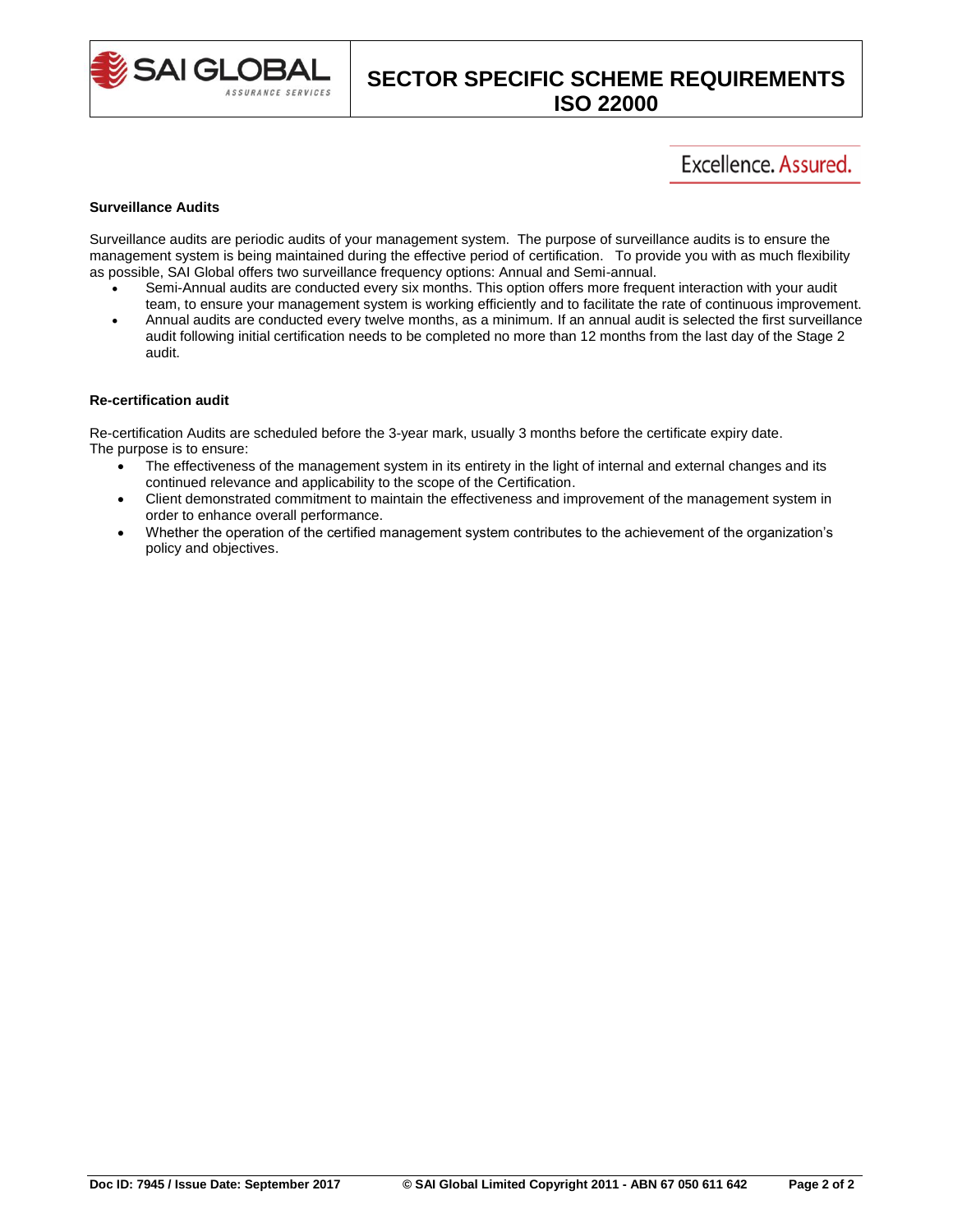**Surveillance Audits**

Surveillance audits are periodic audits of your management system. The purpose of surveillance audits is to ensure the management system is being maintained during the effective period of certification. To provide you with as much flexibility as possible, SAI Global offers two surveillance frequency options: Annual and Semi-annual.

- Semi-Annual audits are conducted every six months. This option offers more frequent interaction with your audit team, to ensure your management system is working efficiently and to facilitate the rate of continuous improvement.
- Annual audits are conducted every twelve months, as a minimum. If an annual audit is selected the first surveillance audit following initial certification needs to be completed no more than 12 months from the last day of the Stage 2 audit.

**Re-certification audit**

Re-certification Audits are scheduled before the 3-year mark, usually 3 months before the certificate expiry date. The purpose is to ensure:

- The effectiveness of the management system in its entirety in the light of internal and external changes and its continued relevance and applicability to the scope of the Certification.
- Client demonstrated commitment to maintain the effectiveness and improvement of the management system in order to enhance overall performance.
- Whether the operation of the certified management system contributes to the achievement of the organization's policy and objectives.